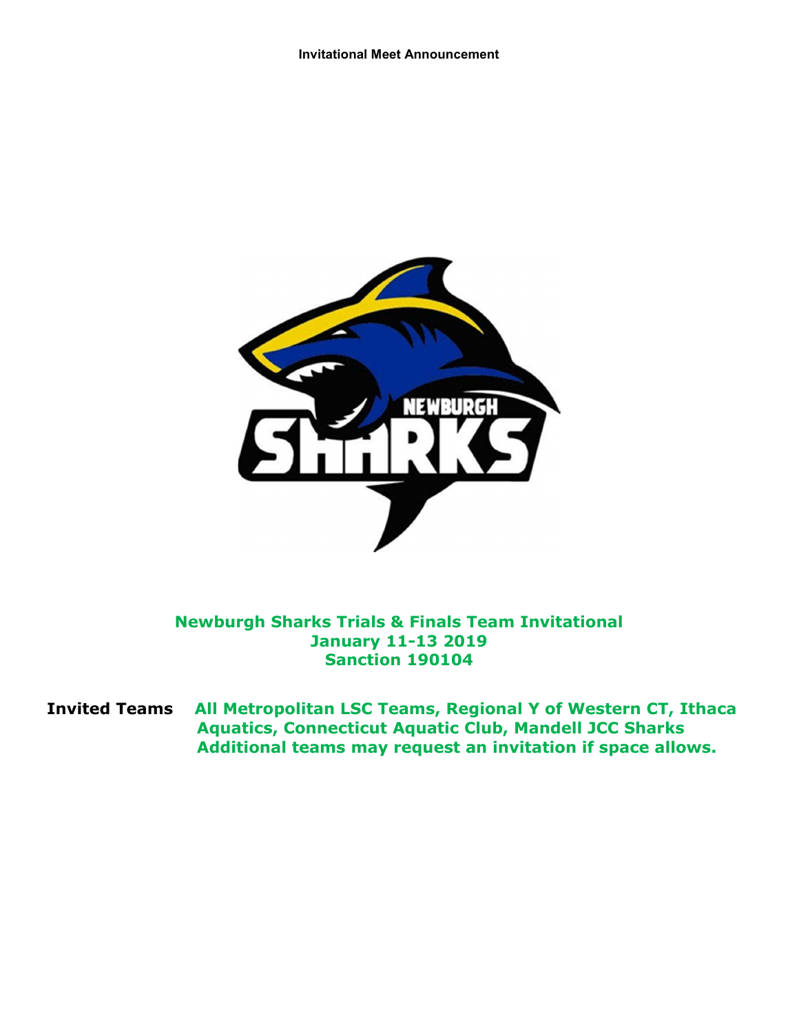**Invitational Meet Announcement**

# Newburgh Sharks Trials & Finals Team Invitational
## January 11-13 2019
## Sanction 190104

**Invited Teams** All Metropolitan LSC Teams, Regional Y of Western CT, Ithaca Aquatics, Connecticut Aquatic Club, Mandell JCC Sharks
Additional teams may request an invitation if space allows.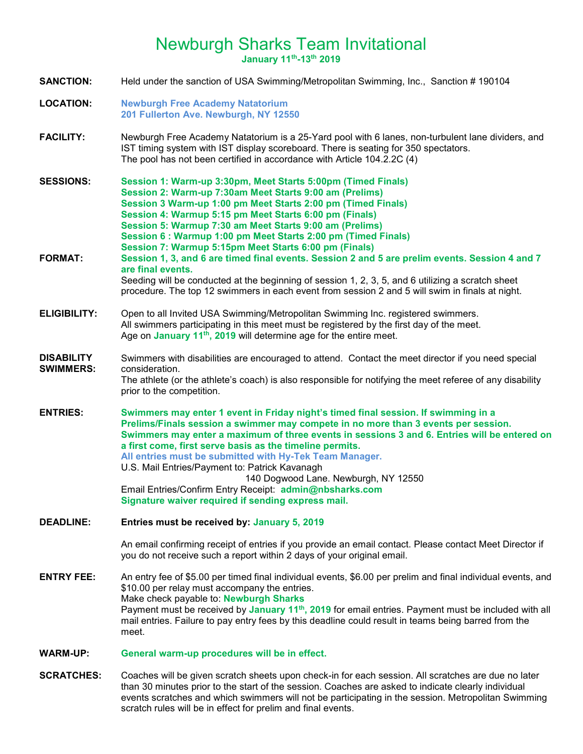# Newburgh Sharks Team Invitational

**January 11th-13th 2019**

**SANCTION:** Held under the sanction of USA Swimming/Metropolitan Swimming, Inc., Sanction # 190104

**LOCATION:** **Newburgh Free Academy Natatorium**
**201 Fullerton Ave. Newburgh, NY 12550**

**FACILITY:** Newburgh Free Academy Natatorium is a 25-Yard pool with 6 lanes, non-turbulent lane dividers, and IST timing system with IST display scoreboard. There is seating for 350 spectators.
The pool has not been certified in accordance with Article 104.2.2C (4)

**SESSIONS:**
**Session 1: Warm-up 3:30pm, Meet Starts 5:00pm (Timed Finals)**
**Session 2: Warm-up 7:30am Meet Starts 9:00 am (Prelims)**
**Session 3 Warm-up 1:00 pm Meet Starts 2:00 pm (Timed Finals)**
**Session 4: Warmup 5:15 pm Meet Starts 6:00 pm (Finals)**
**Session 5: Warmup 7:30 am Meet Starts 9:00 am (Prelims)**
**Session 6 : Warmup 1:00 pm Meet Starts 2:00 pm (Timed Finals)**
**Session 7: Warmup 5:15pm Meet Starts 6:00 pm (Finals)**

**FORMAT:** **Session 1, 3, and 6 are timed final events. Session 2 and 5 are prelim events. Session 4 and 7 are final events.**
Seeding will be conducted at the beginning of session 1, 2, 3, 5, and 6 utilizing a scratch sheet procedure. The top 12 swimmers in each event from session 2 and 5 will swim in finals at night.

**ELIGIBILITY:** Open to all Invited USA Swimming/Metropolitan Swimming Inc. registered swimmers.
All swimmers participating in this meet must be registered by the first day of the meet.
Age on **January 11th, 2019** will determine age for the entire meet.

**DISABILITY SWIMMERS:** Swimmers with disabilities are encouraged to attend. Contact the meet director if you need special consideration.
The athlete (or the athlete's coach) is also responsible for notifying the meet referee of any disability prior to the competition.

**ENTRIES:** **Swimmers may enter 1 event in Friday night's timed final session. If swimming in a Prelims/Finals session a swimmer may compete in no more than 3 events per session. Swimmers may enter a maximum of three events in sessions 3 and 6. Entries will be entered on a first come, first serve basis as the timeline permits.**
**All entries must be submitted with Hy-Tek Team Manager.**
U.S. Mail Entries/Payment to: Patrick Kavanagh
140 Dogwood Lane. Newburgh, NY 12550
Email Entries/Confirm Entry Receipt: **admin@nbsharks.com**
**Signature waiver required if sending express mail.**

**DEADLINE:** **Entries must be received by: January 5, 2019**

An email confirming receipt of entries if you provide an email contact. Please contact Meet Director if you do not receive such a report within 2 days of your original email.

**ENTRY FEE:** An entry fee of $5.00 per timed final individual events, $6.00 per prelim and final individual events, and $10.00 per relay must accompany the entries.
Make check payable to: **Newburgh Sharks**
Payment must be received by **January 11th, 2019** for email entries. Payment must be included with all mail entries. Failure to pay entry fees by this deadline could result in teams being barred from the meet.

**WARM-UP:** **General warm-up procedures will be in effect.**

**SCRATCHES:** Coaches will be given scratch sheets upon check-in for each session. All scratches are due no later than 30 minutes prior to the start of the session. Coaches are asked to indicate clearly individual events scratches and which swimmers will not be participating in the session. Metropolitan Swimming scratch rules will be in effect for prelim and final events.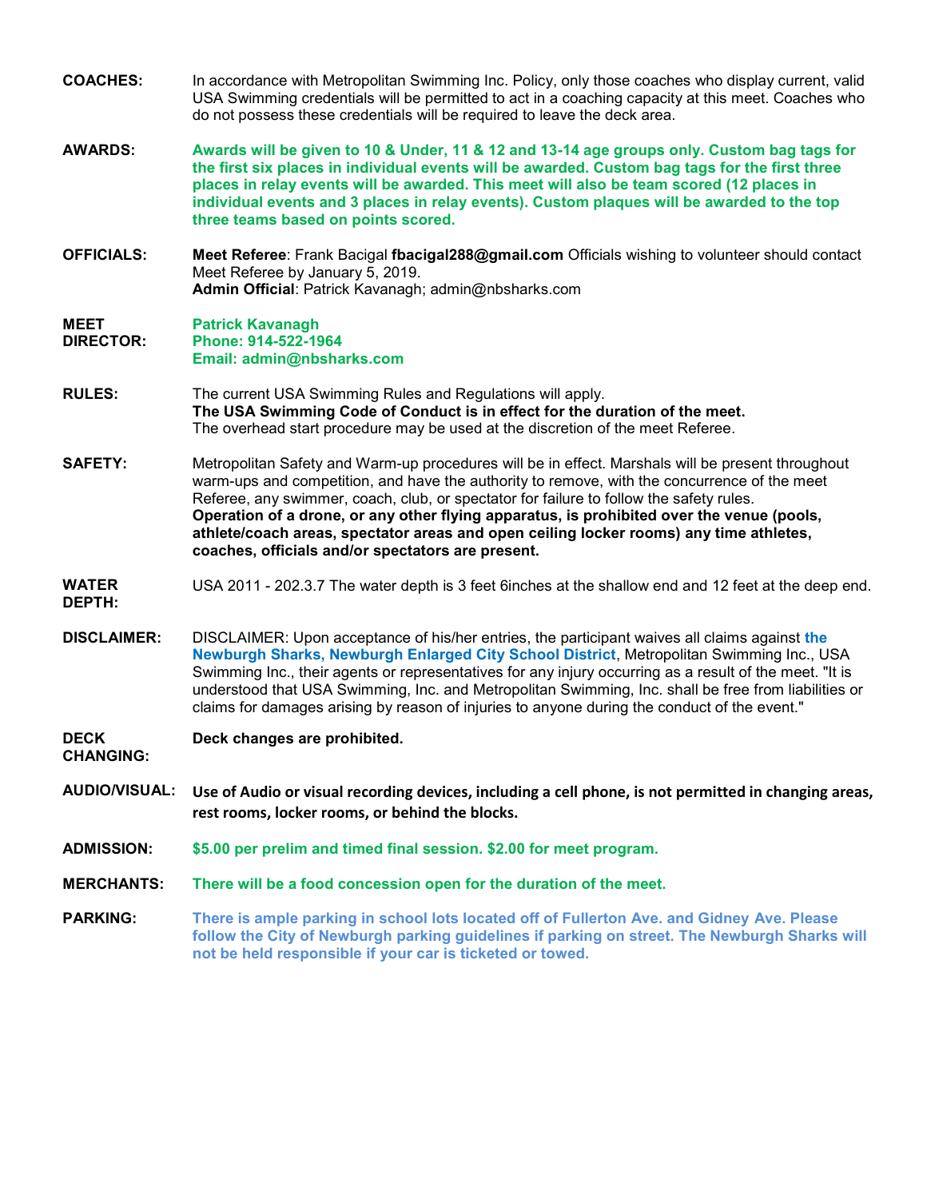**COACHES:** In accordance with Metropolitan Swimming Inc. Policy, only those coaches who display current, valid USA Swimming credentials will be permitted to act in a coaching capacity at this meet. Coaches who do not possess these credentials will be required to leave the deck area.

**AWARDS:** **Awards will be given to 10 & Under, 11 & 12 and 13-14 age groups only. Custom bag tags for the first six places in individual events will be awarded. Custom bag tags for the first three places in relay events will be awarded. This meet will also be team scored (12 places in individual events and 3 places in relay events). Custom plaques will be awarded to the top three teams based on points scored.**

**OFFICIALS:** **Meet Referee**: Frank Bacigal **fbacigal288@gmail.com** Officials wishing to volunteer should contact Meet Referee by January 5, 2019.
**Admin Official**: Patrick Kavanagh; admin@nbsharks.com

**MEET DIRECTOR:** **Patrick Kavanagh**
**Phone: 914-522-1964**
**Email: admin@nbsharks.com**

**RULES:** The current USA Swimming Rules and Regulations will apply.
**The USA Swimming Code of Conduct is in effect for the duration of the meet.**
The overhead start procedure may be used at the discretion of the meet Referee.

**SAFETY:** Metropolitan Safety and Warm-up procedures will be in effect. Marshals will be present throughout warm-ups and competition, and have the authority to remove, with the concurrence of the meet Referee, any swimmer, coach, club, or spectator for failure to follow the safety rules.
**Operation of a drone, or any other flying apparatus, is prohibited over the venue (pools, athlete/coach areas, spectator areas and open ceiling locker rooms) any time athletes, coaches, officials and/or spectators are present.**

**WATER DEPTH:** USA 2011 - 202.3.7 The water depth is 3 feet 6inches at the shallow end and 12 feet at the deep end.

**DISCLAIMER:** DISCLAIMER: Upon acceptance of his/her entries, the participant waives all claims against **the Newburgh Sharks, Newburgh Enlarged City School District**, Metropolitan Swimming Inc., USA Swimming Inc., their agents or representatives for any injury occurring as a result of the meet. "It is understood that USA Swimming, Inc. and Metropolitan Swimming, Inc. shall be free from liabilities or claims for damages arising by reason of injuries to anyone during the conduct of the event."

**DECK CHANGING:** **Deck changes are prohibited.**

**AUDIO/VISUAL:** **Use of Audio or visual recording devices, including a cell phone, is not permitted in changing areas, rest rooms, locker rooms, or behind the blocks.**

**ADMISSION:** **$5.00 per prelim and timed final session. $2.00 for meet program.**

**MERCHANTS:** **There will be a food concession open for the duration of the meet.**

**PARKING:** **There is ample parking in school lots located off of Fullerton Ave. and Gidney Ave. Please follow the City of Newburgh parking guidelines if parking on street. The Newburgh Sharks will not be held responsible if your car is ticketed or towed.**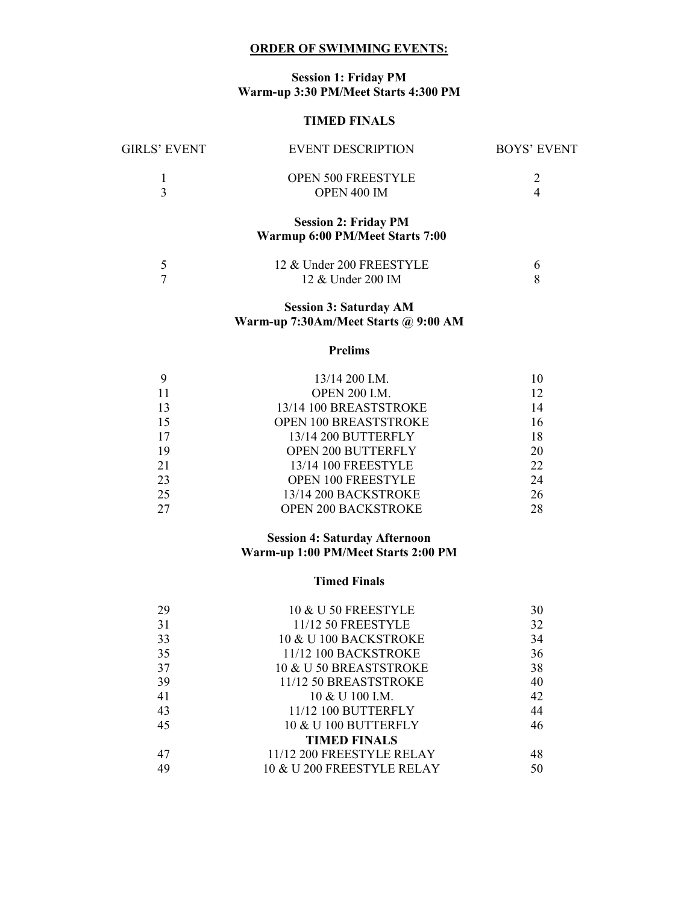## ORDER OF SWIMMING EVENTS:

**Session 1: Friday PM**
**Warm-up 3:30 PM/Meet Starts 4:300 PM**

**TIMED FINALS**

| GIRLS' EVENT | EVENT DESCRIPTION | BOYS' EVENT |
|---|---|---|
| 1 | OPEN 500 FREESTYLE | 2 |
| 3 | OPEN 400 IM | 4 |

**Session 2: Friday PM**
**Warmup 6:00 PM/Meet Starts 7:00**

| GIRLS' EVENT | EVENT DESCRIPTION | BOYS' EVENT |
|---|---|---|
| 5 | 12 & Under 200 FREESTYLE | 6 |
| 7 | 12 & Under 200 IM | 8 |

**Session 3: Saturday AM**
**Warm-up 7:30Am/Meet Starts @ 9:00 AM**

**Prelims**

| GIRLS' EVENT | EVENT DESCRIPTION | BOYS' EVENT |
|---|---|---|
| 9 | 13/14 200 I.M. | 10 |
| 11 | OPEN 200 I.M. | 12 |
| 13 | 13/14 100 BREASTSTROKE | 14 |
| 15 | OPEN 100 BREASTSTROKE | 16 |
| 17 | 13/14 200 BUTTERFLY | 18 |
| 19 | OPEN 200 BUTTERFLY | 20 |
| 21 | 13/14 100 FREESTYLE | 22 |
| 23 | OPEN 100 FREESTYLE | 24 |
| 25 | 13/14 200 BACKSTROKE | 26 |
| 27 | OPEN 200 BACKSTROKE | 28 |

**Session 4: Saturday Afternoon**
**Warm-up 1:00 PM/Meet Starts 2:00 PM**

**Timed Finals**

| GIRLS' EVENT | EVENT DESCRIPTION | BOYS' EVENT |
|---|---|---|
| 29 | 10 & U 50 FREESTYLE | 30 |
| 31 | 11/12 50 FREESTYLE | 32 |
| 33 | 10 & U 100 BACKSTROKE | 34 |
| 35 | 11/12 100 BACKSTROKE | 36 |
| 37 | 10 & U 50 BREASTSTROKE | 38 |
| 39 | 11/12 50 BREASTSTROKE | 40 |
| 41 | 10 & U 100 I.M. | 42 |
| 43 | 11/12 100 BUTTERFLY | 44 |
| 45 | 10 & U 100 BUTTERFLY | 46 |
| | **TIMED FINALS** | |
| 47 | 11/12 200 FREESTYLE RELAY | 48 |
| 49 | 10 & U 200 FREESTYLE RELAY | 50 |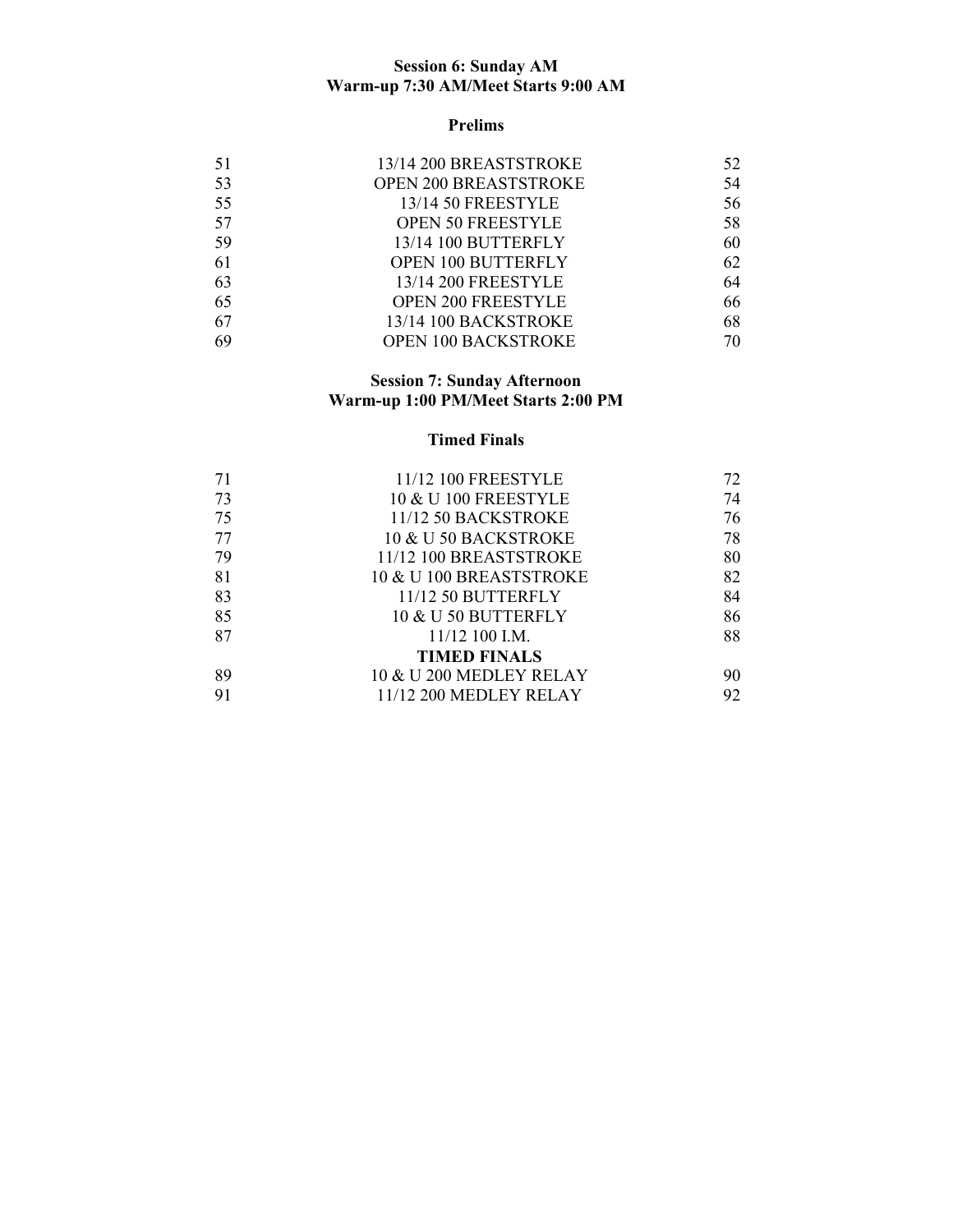**Session 6: Sunday AM**
**Warm-up 7:30 AM/Meet Starts 9:00 AM**

**Prelims**

| | | |
|---|---|---|
| 51 | 13/14 200 BREASTSTROKE | 52 |
| 53 | OPEN 200 BREASTSTROKE | 54 |
| 55 | 13/14 50 FREESTYLE | 56 |
| 57 | OPEN 50 FREESTYLE | 58 |
| 59 | 13/14 100 BUTTERFLY | 60 |
| 61 | OPEN 100 BUTTERFLY | 62 |
| 63 | 13/14 200 FREESTYLE | 64 |
| 65 | OPEN 200 FREESTYLE | 66 |
| 67 | 13/14 100 BACKSTROKE | 68 |
| 69 | OPEN 100 BACKSTROKE | 70 |

**Session 7: Sunday Afternoon**
**Warm-up 1:00 PM/Meet Starts 2:00 PM**

**Timed Finals**

| | | |
|---|---|---|
| 71 | 11/12 100 FREESTYLE | 72 |
| 73 | 10 & U 100 FREESTYLE | 74 |
| 75 | 11/12 50 BACKSTROKE | 76 |
| 77 | 10 & U 50 BACKSTROKE | 78 |
| 79 | 11/12 100 BREASTSTROKE | 80 |
| 81 | 10 & U 100 BREASTSTROKE | 82 |
| 83 | 11/12 50 BUTTERFLY | 84 |
| 85 | 10 & U 50 BUTTERFLY | 86 |
| 87 | 11/12 100 I.M. | 88 |
| | **TIMED FINALS** | |
| 89 | 10 & U 200 MEDLEY RELAY | 90 |
| 91 | 11/12 200 MEDLEY RELAY | 92 |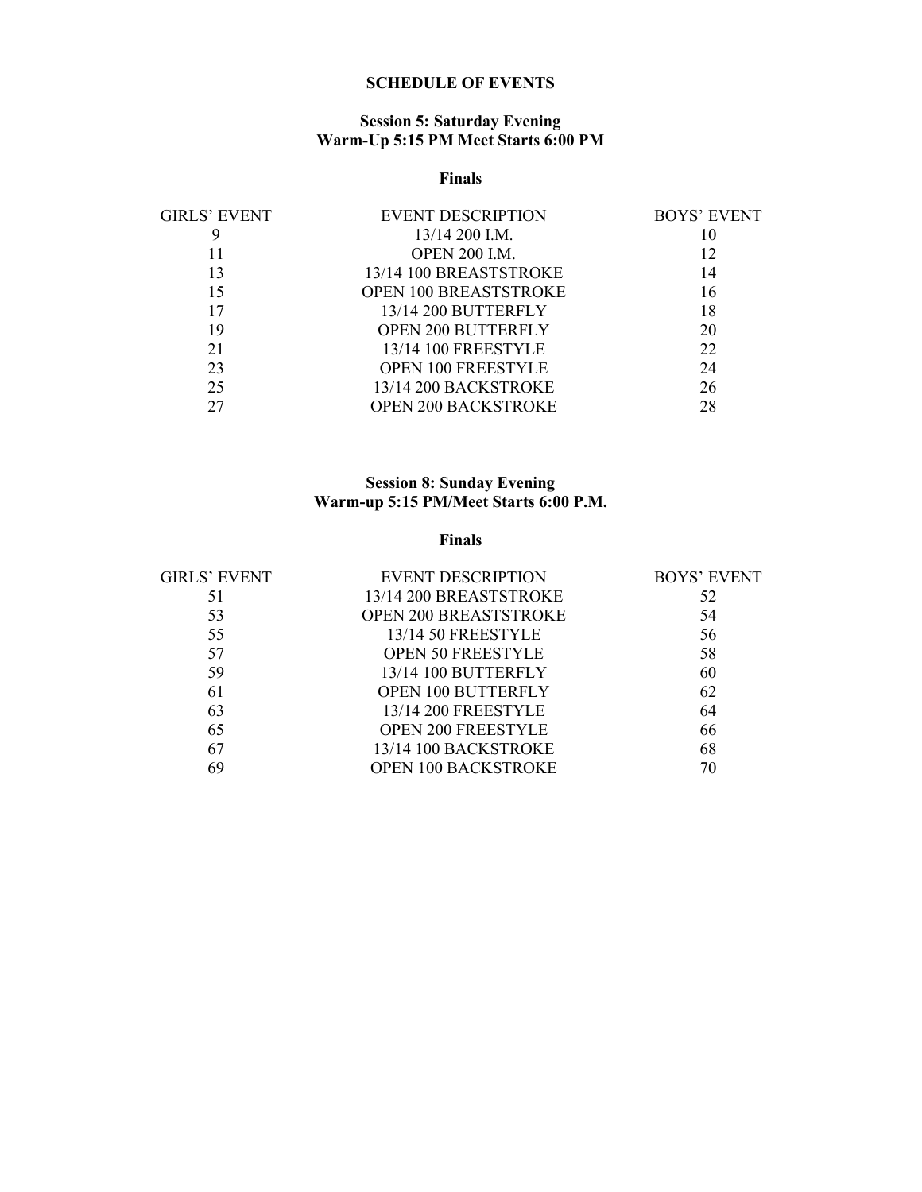# SCHEDULE OF EVENTS

## Session 5: Saturday Evening
**Warm-Up 5:15 PM Meet Starts 6:00 PM**

### Finals

| GIRLS' EVENT | EVENT DESCRIPTION | BOYS' EVENT |
|---|---|---|
| 9 | 13/14 200 I.M. | 10 |
| 11 | OPEN 200 I.M. | 12 |
| 13 | 13/14 100 BREASTSTROKE | 14 |
| 15 | OPEN 100 BREASTSTROKE | 16 |
| 17 | 13/14 200 BUTTERFLY | 18 |
| 19 | OPEN 200 BUTTERFLY | 20 |
| 21 | 13/14 100 FREESTYLE | 22 |
| 23 | OPEN 100 FREESTYLE | 24 |
| 25 | 13/14 200 BACKSTROKE | 26 |
| 27 | OPEN 200 BACKSTROKE | 28 |

## Session 8: Sunday Evening
**Warm-up 5:15 PM/Meet Starts 6:00 P.M.**

### Finals

| GIRLS' EVENT | EVENT DESCRIPTION | BOYS' EVENT |
|---|---|---|
| 51 | 13/14 200 BREASTSTROKE | 52 |
| 53 | OPEN 200 BREASTSTROKE | 54 |
| 55 | 13/14 50 FREESTYLE | 56 |
| 57 | OPEN 50 FREESTYLE | 58 |
| 59 | 13/14 100 BUTTERFLY | 60 |
| 61 | OPEN 100 BUTTERFLY | 62 |
| 63 | 13/14 200 FREESTYLE | 64 |
| 65 | OPEN 200 FREESTYLE | 66 |
| 67 | 13/14 100 BACKSTROKE | 68 |
| 69 | OPEN 100 BACKSTROKE | 70 |